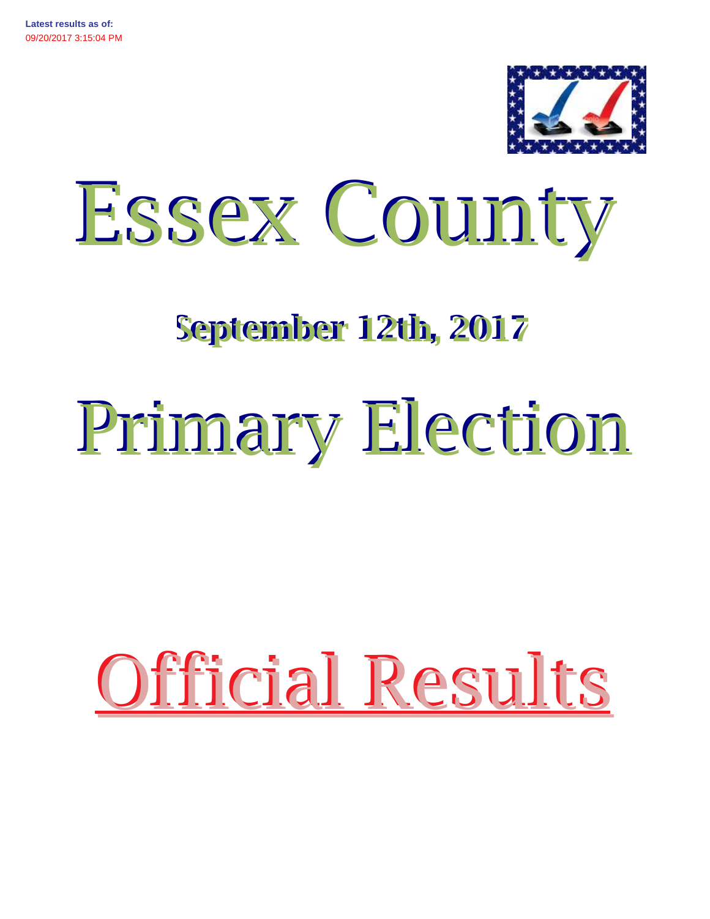**Latest results as of:**
09/20/2017 3:15:04 PM

# Essex County

## September 12th, 2017

# Primary Election

# Official Results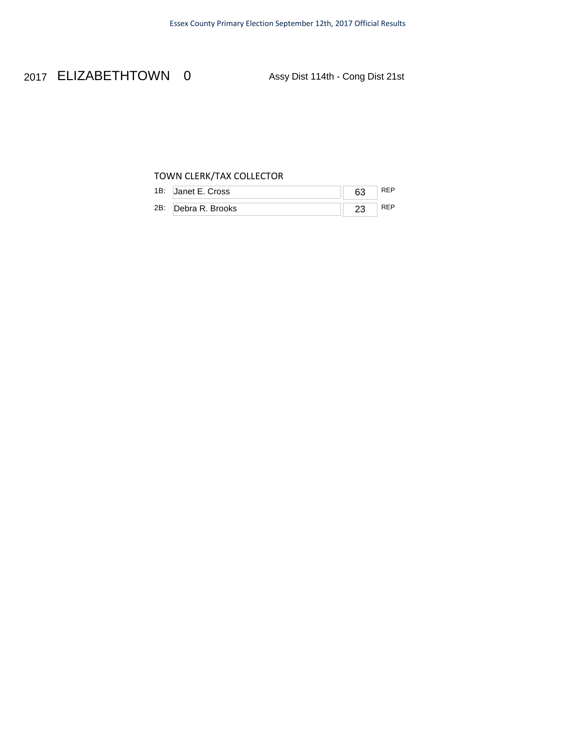2017 ELIZABETHTOWN 0 Assy Dist 114th - Cong Dist 21st

TOWN CLERK/TAX COLLECTOR

| | Candidate | Votes | Party |
|---|---|---|---|
| 1B: | Janet E. Cross | 63 | REP |
| 2B: | Debra R. Brooks | 23 | REP |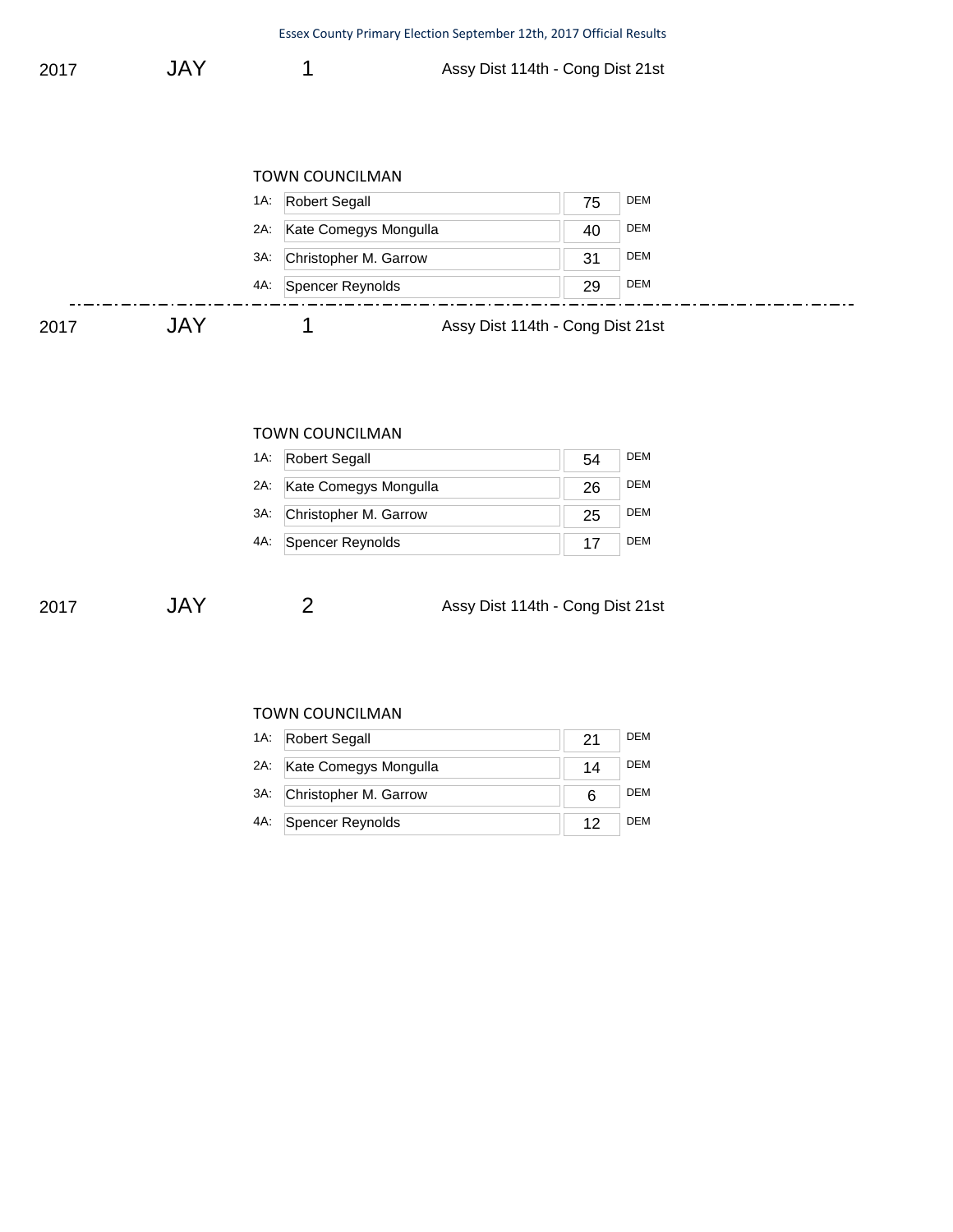2017 JAY 1 Assy Dist 114th - Cong Dist 21st

TOWN COUNCILMAN

| | Candidate | Votes | Party |
|---|---|---|---|
| 1A: | Robert Segall | 75 | DEM |
| 2A: | Kate Comegys Mongulla | 40 | DEM |
| 3A: | Christopher M. Garrow | 31 | DEM |
| 4A: | Spencer Reynolds | 29 | DEM |

---

2017 JAY 1 Assy Dist 114th - Cong Dist 21st

TOWN COUNCILMAN

| | Candidate | Votes | Party |
|---|---|---|---|
| 1A: | Robert Segall | 54 | DEM |
| 2A: | Kate Comegys Mongulla | 26 | DEM |
| 3A: | Christopher M. Garrow | 25 | DEM |
| 4A: | Spencer Reynolds | 17 | DEM |

2017 JAY 2 Assy Dist 114th - Cong Dist 21st

TOWN COUNCILMAN

| | Candidate | Votes | Party |
|---|---|---|---|
| 1A: | Robert Segall | 21 | DEM |
| 2A: | Kate Comegys Mongulla | 14 | DEM |
| 3A: | Christopher M. Garrow | 6 | DEM |
| 4A: | Spencer Reynolds | 12 | DEM |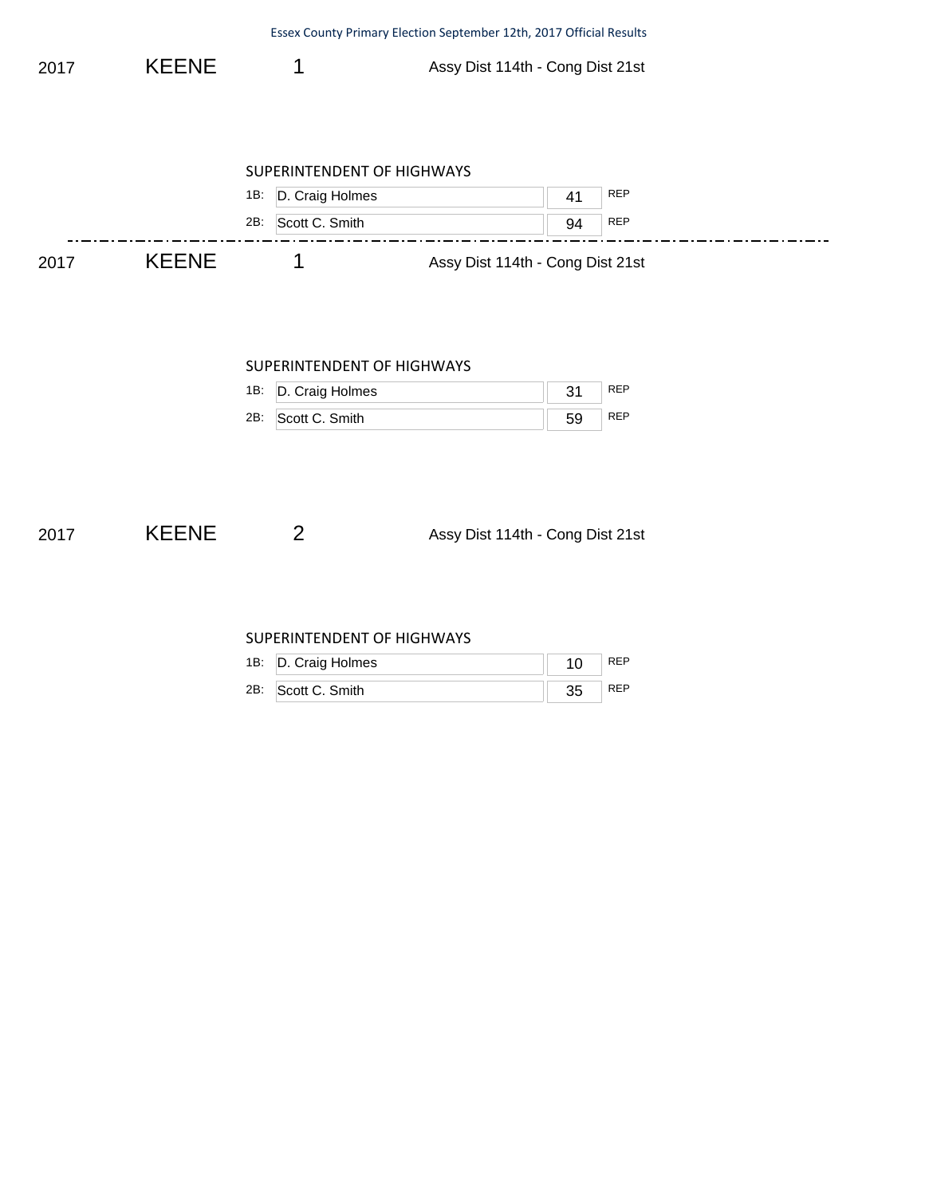2017 KEENE 1 Assy Dist 114th - Cong Dist 21st

SUPERINTENDENT OF HIGHWAYS

| | Candidate | Votes | Party |
|---|---|---|---|
| 1B: | D. Craig Holmes | 41 | REP |
| 2B: | Scott C. Smith | 94 | REP |

---

2017 KEENE 1 Assy Dist 114th - Cong Dist 21st

SUPERINTENDENT OF HIGHWAYS

| | Candidate | Votes | Party |
|---|---|---|---|
| 1B: | D. Craig Holmes | 31 | REP |
| 2B: | Scott C. Smith | 59 | REP |

2017 KEENE 2 Assy Dist 114th - Cong Dist 21st

SUPERINTENDENT OF HIGHWAYS

| | Candidate | Votes | Party |
|---|---|---|---|
| 1B: | D. Craig Holmes | 10 | REP |
| 2B: | Scott C. Smith | 35 | REP |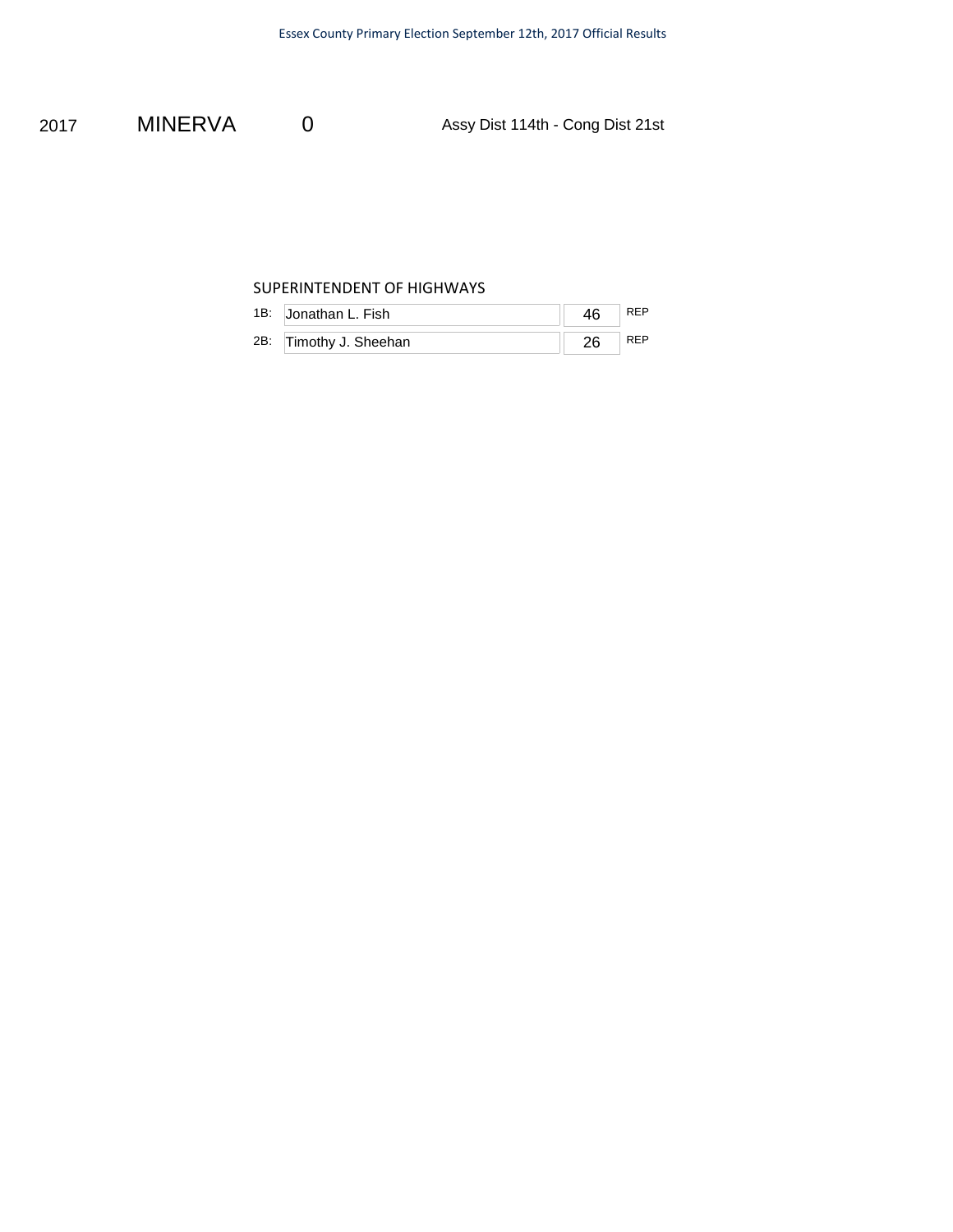2017 MINERVA 0 Assy Dist 114th - Cong Dist 21st

SUPERINTENDENT OF HIGHWAYS

| | Candidate | Votes | Party |
|---|---|---|---|
| 1B: | Jonathan L. Fish | 46 | REP |
| 2B: | Timothy J. Sheehan | 26 | REP |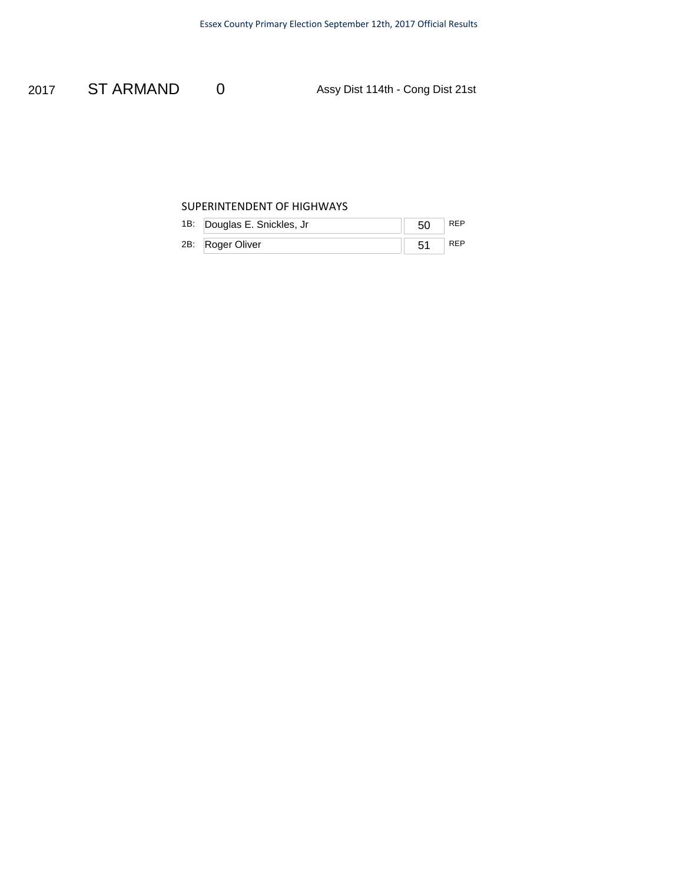2017 ST ARMAND 0 Assy Dist 114th - Cong Dist 21st

SUPERINTENDENT OF HIGHWAYS

| | Candidate | Votes | Party |
| --- | --- | --- | --- |
| 1B: | Douglas E. Snickles, Jr | 50 | REP |
| 2B: | Roger Oliver | 51 | REP |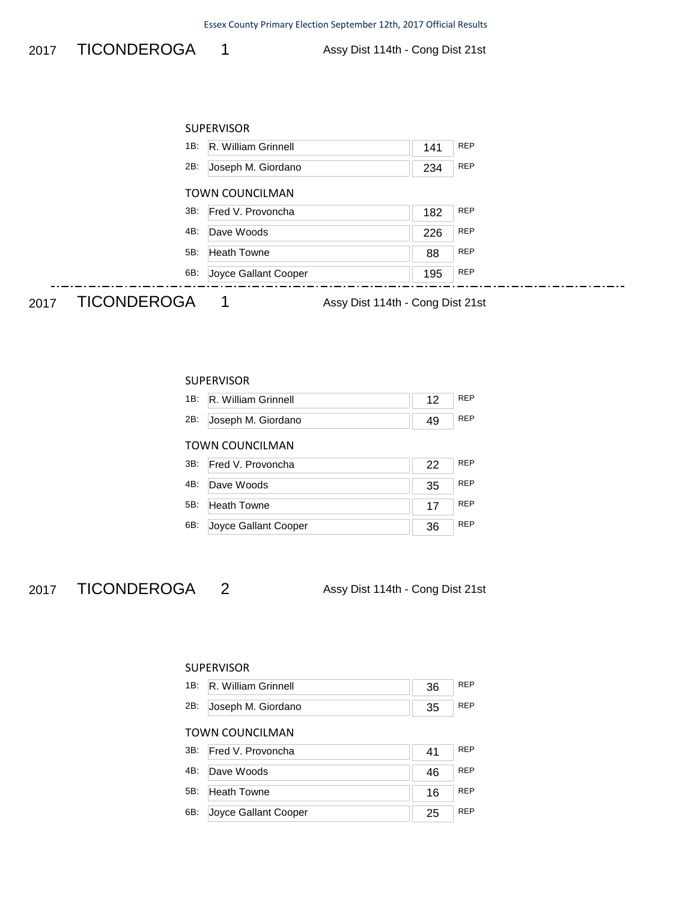## 2017 TICONDEROGA 1 — Assy Dist 114th - Cong Dist 21st

### SUPERVISOR

| | Candidate | Votes | Party |
|---|---|---|---|
| 1B: | R. William Grinnell | 141 | REP |
| 2B: | Joseph M. Giordano | 234 | REP |

### TOWN COUNCILMAN

| | Candidate | Votes | Party |
|---|---|---|---|
| 3B: | Fred V. Provoncha | 182 | REP |
| 4B: | Dave Woods | 226 | REP |
| 5B: | Heath Towne | 88 | REP |
| 6B: | Joyce Gallant Cooper | 195 | REP |

---

## 2017 TICONDEROGA 1 — Assy Dist 114th - Cong Dist 21st

### SUPERVISOR

| | Candidate | Votes | Party |
|---|---|---|---|
| 1B: | R. William Grinnell | 12 | REP |
| 2B: | Joseph M. Giordano | 49 | REP |

### TOWN COUNCILMAN

| | Candidate | Votes | Party |
|---|---|---|---|
| 3B: | Fred V. Provoncha | 22 | REP |
| 4B: | Dave Woods | 35 | REP |
| 5B: | Heath Towne | 17 | REP |
| 6B: | Joyce Gallant Cooper | 36 | REP |

## 2017 TICONDEROGA 2 — Assy Dist 114th - Cong Dist 21st

### SUPERVISOR

| | Candidate | Votes | Party |
|---|---|---|---|
| 1B: | R. William Grinnell | 36 | REP |
| 2B: | Joseph M. Giordano | 35 | REP |

### TOWN COUNCILMAN

| | Candidate | Votes | Party |
|---|---|---|---|
| 3B: | Fred V. Provoncha | 41 | REP |
| 4B: | Dave Woods | 46 | REP |
| 5B: | Heath Towne | 16 | REP |
| 6B: | Joyce Gallant Cooper | 25 | REP |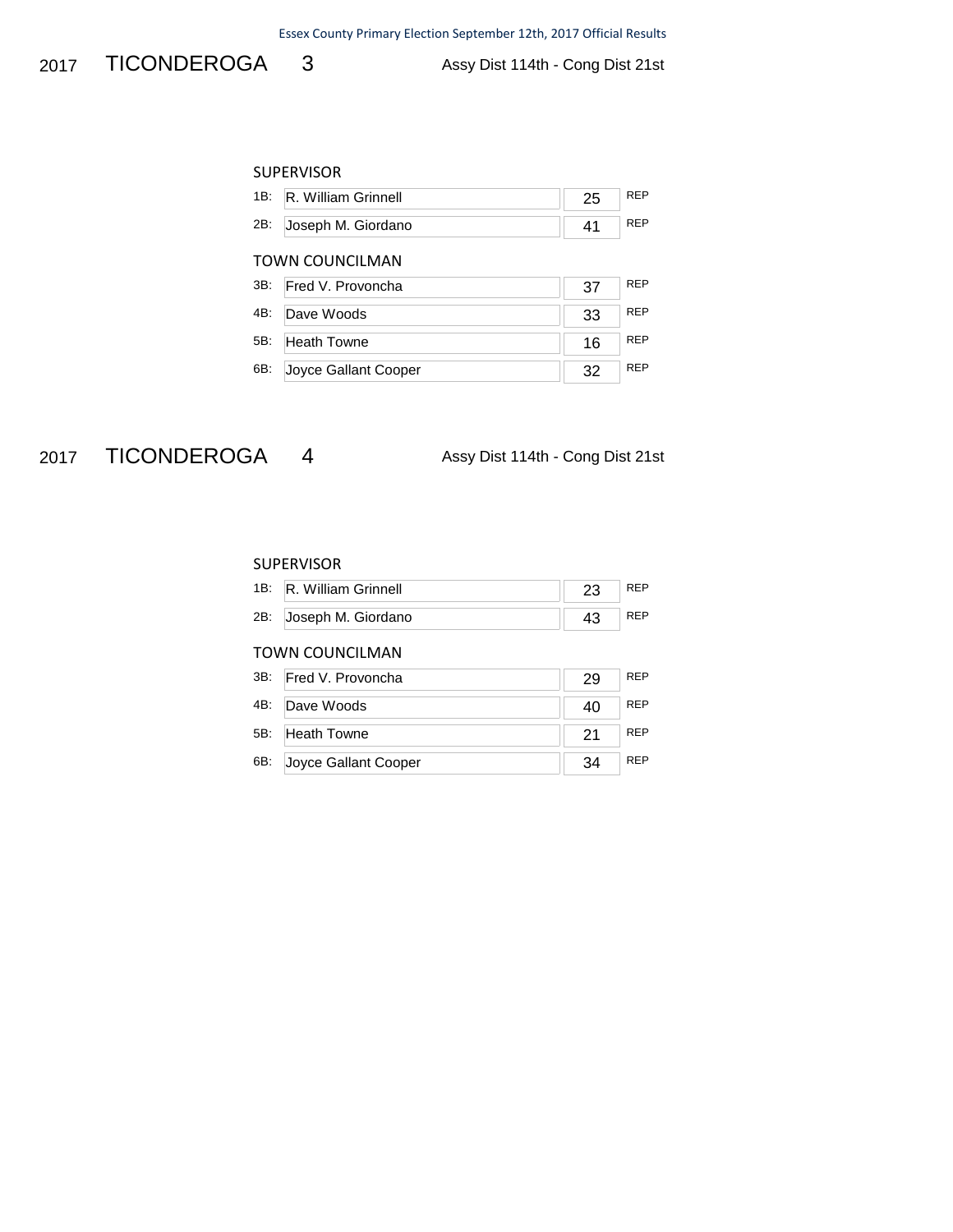## 2017 TICONDEROGA 3

Assy Dist 114th - Cong Dist 21st

### SUPERVISOR

| | Candidate | Votes | Party |
|---|---|---|---|
| 1B: | R. William Grinnell | 25 | REP |
| 2B: | Joseph M. Giordano | 41 | REP |

### TOWN COUNCILMAN

| | Candidate | Votes | Party |
|---|---|---|---|
| 3B: | Fred V. Provoncha | 37 | REP |
| 4B: | Dave Woods | 33 | REP |
| 5B: | Heath Towne | 16 | REP |
| 6B: | Joyce Gallant Cooper | 32 | REP |

## 2017 TICONDEROGA 4

Assy Dist 114th - Cong Dist 21st

### SUPERVISOR

| | Candidate | Votes | Party |
|---|---|---|---|
| 1B: | R. William Grinnell | 23 | REP |
| 2B: | Joseph M. Giordano | 43 | REP |

### TOWN COUNCILMAN

| | Candidate | Votes | Party |
|---|---|---|---|
| 3B: | Fred V. Provoncha | 29 | REP |
| 4B: | Dave Woods | 40 | REP |
| 5B: | Heath Towne | 21 | REP |
| 6B: | Joyce Gallant Cooper | 34 | REP |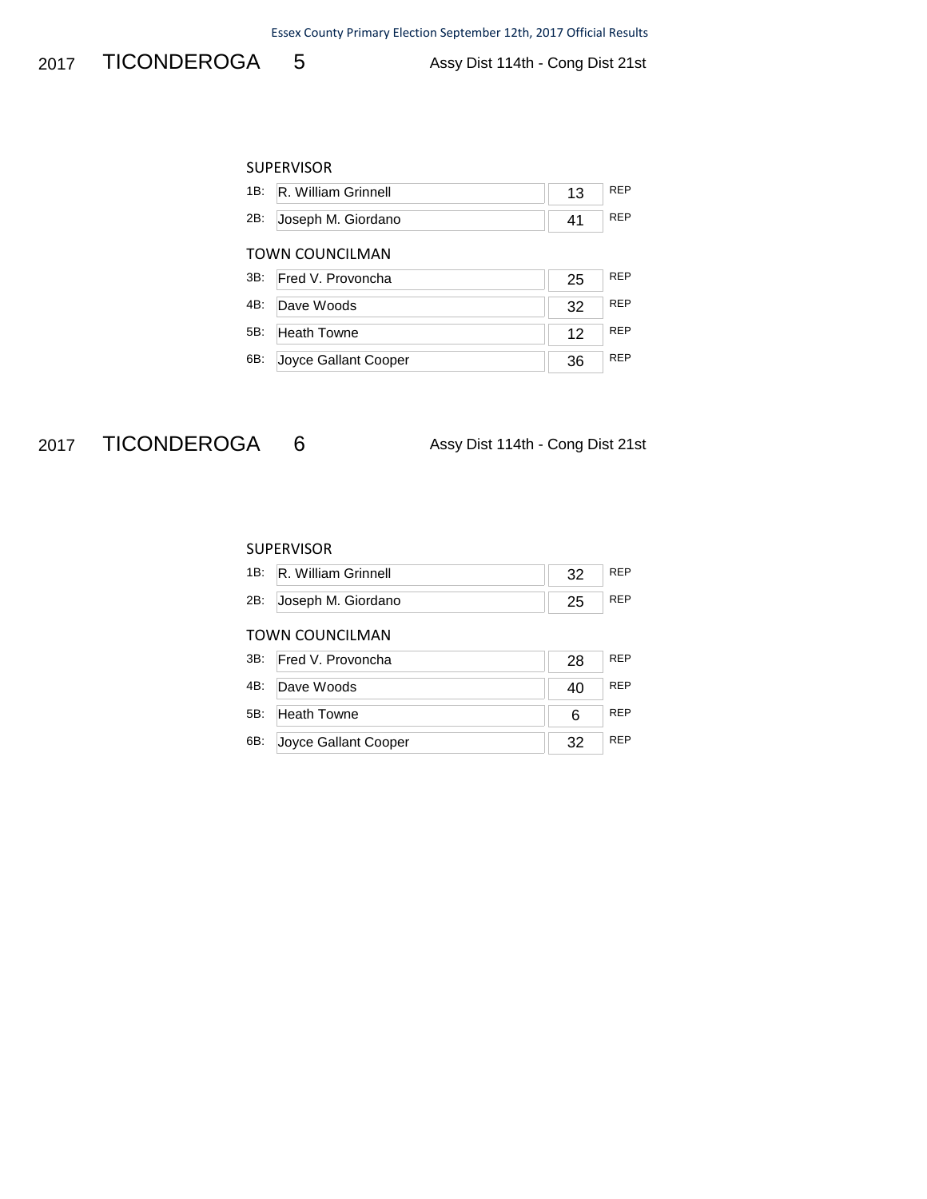## 2017 TICONDEROGA 5

Assy Dist 114th - Cong Dist 21st

### SUPERVISOR

| | Candidate | Votes | Party |
|---|---|---|---|
| 1B: | R. William Grinnell | 13 | REP |
| 2B: | Joseph M. Giordano | 41 | REP |

### TOWN COUNCILMAN

| | Candidate | Votes | Party |
|---|---|---|---|
| 3B: | Fred V. Provoncha | 25 | REP |
| 4B: | Dave Woods | 32 | REP |
| 5B: | Heath Towne | 12 | REP |
| 6B: | Joyce Gallant Cooper | 36 | REP |

## 2017 TICONDEROGA 6

Assy Dist 114th - Cong Dist 21st

### SUPERVISOR

| | Candidate | Votes | Party |
|---|---|---|---|
| 1B: | R. William Grinnell | 32 | REP |
| 2B: | Joseph M. Giordano | 25 | REP |

### TOWN COUNCILMAN

| | Candidate | Votes | Party |
|---|---|---|---|
| 3B: | Fred V. Provoncha | 28 | REP |
| 4B: | Dave Woods | 40 | REP |
| 5B: | Heath Towne | 6 | REP |
| 6B: | Joyce Gallant Cooper | 32 | REP |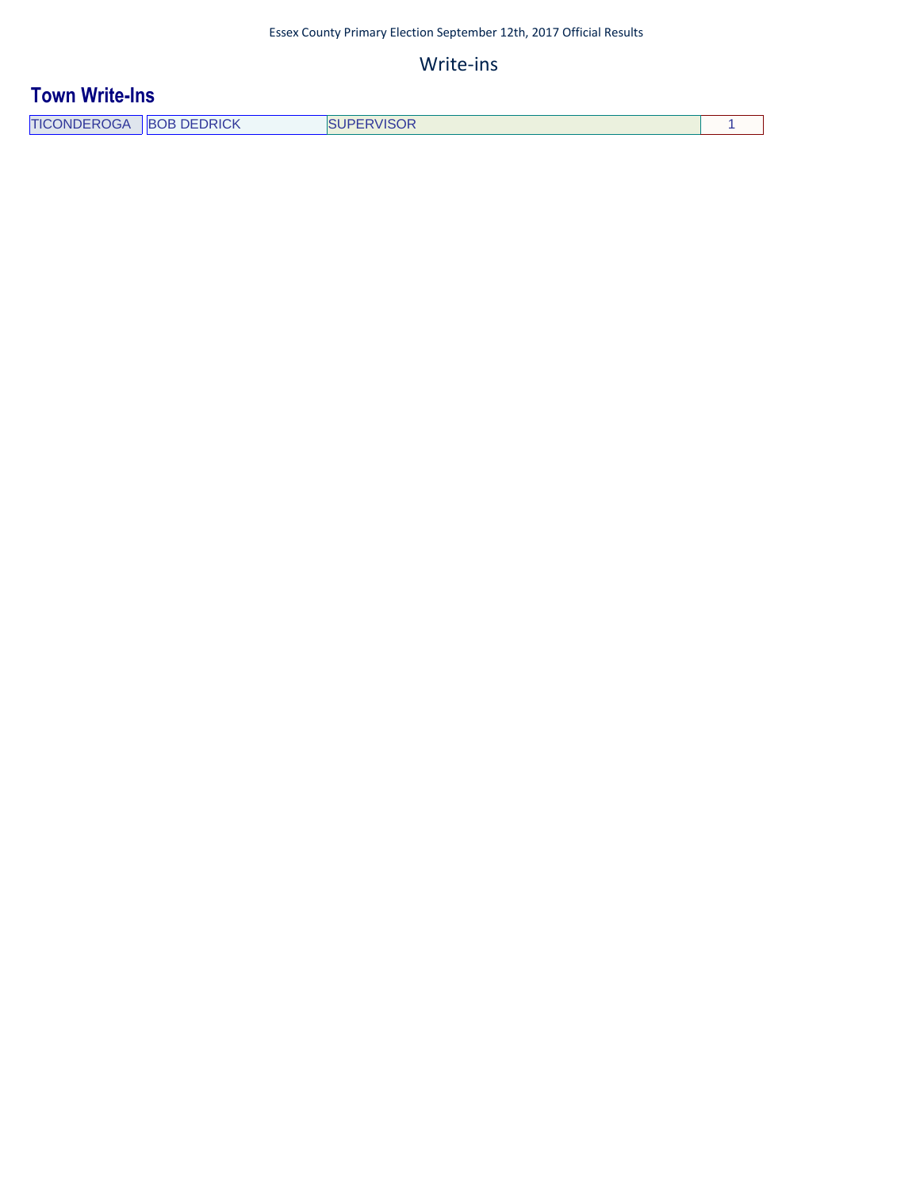Essex County Primary Election September 12th, 2017 Official Results

Write-ins

## Town Write-Ins

| | | | |
|---|---|---|---|
| TICONDEROGA | BOB DEDRICK | SUPERVISOR | 1 |